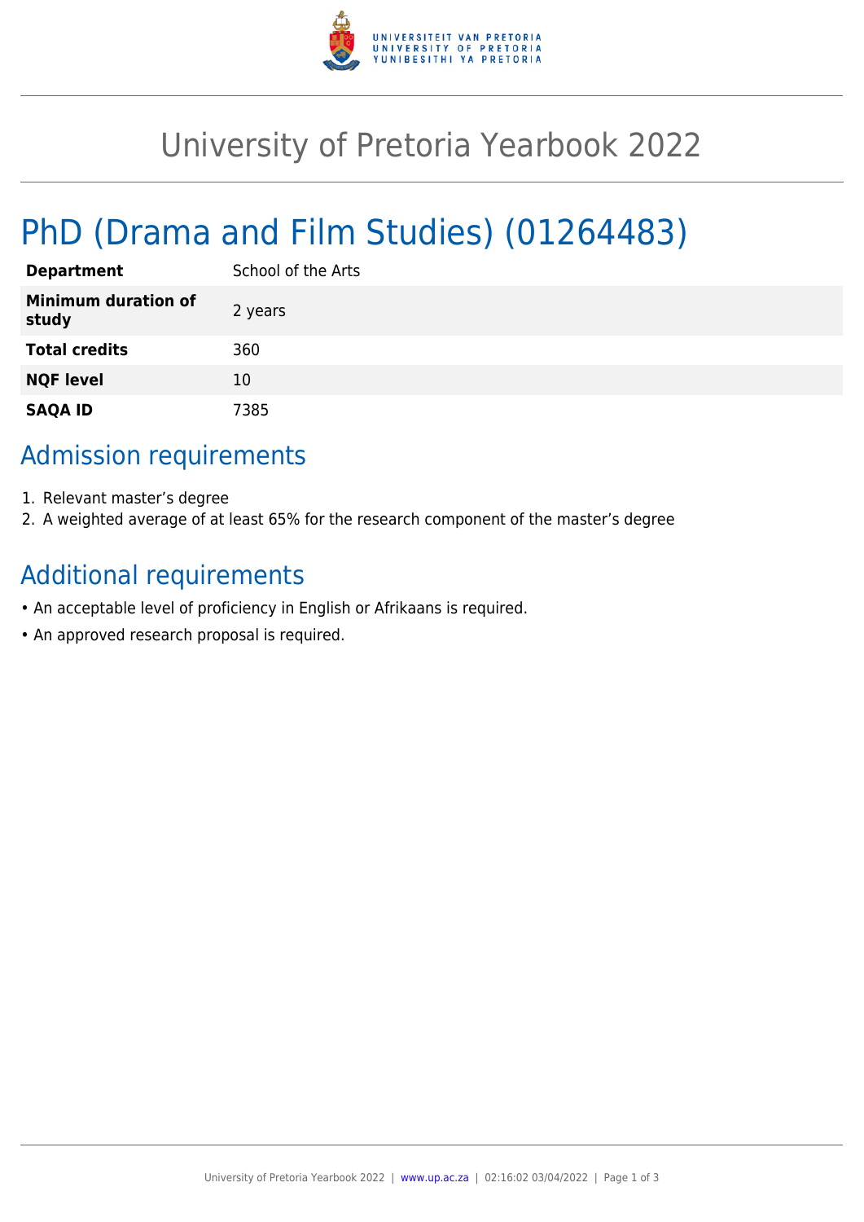# University of Pretoria Yearbook 2022

## PhD (Drama and Film Studies) (01264483)

| | |
|---|---|
| **Department** | School of the Arts |
| **Minimum duration of study** | 2 years |
| **Total credits** | 360 |
| **NQF level** | 10 |
| **SAQA ID** | 7385 |

## Admission requirements

1. Relevant master's degree
2. A weighted average of at least 65% for the research component of the master's degree

## Additional requirements

- An acceptable level of proficiency in English or Afrikaans is required.
- An approved research proposal is required.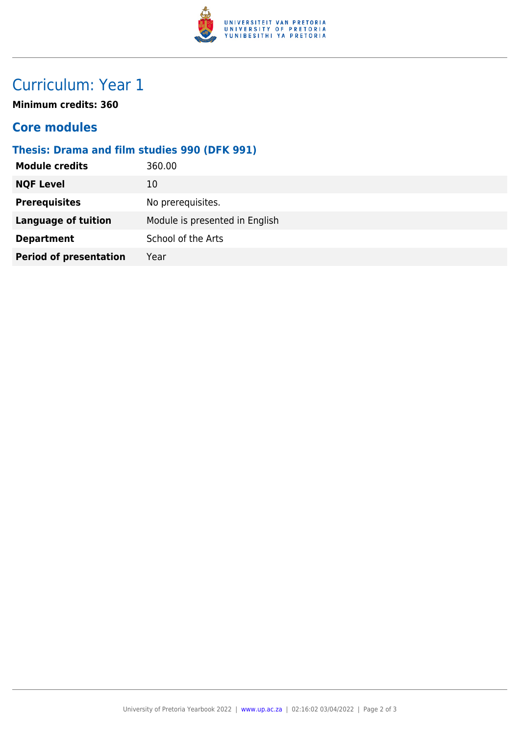# Curriculum: Year 1

**Minimum credits: 360**

## Core modules

### Thesis: Drama and film studies 990 (DFK 991)

| | |
|---|---|
| **Module credits** | 360.00 |
| **NQF Level** | 10 |
| **Prerequisites** | No prerequisites. |
| **Language of tuition** | Module is presented in English |
| **Department** | School of the Arts |
| **Period of presentation** | Year |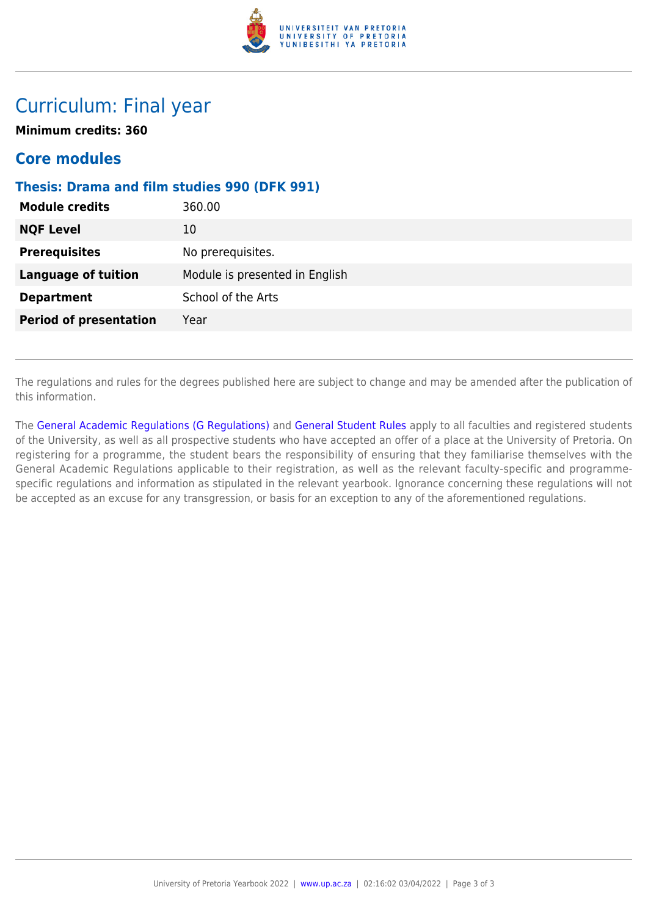# Curriculum: Final year

**Minimum credits: 360**

## Core modules

### Thesis: Drama and film studies 990 (DFK 991)

| | |
|---|---|
| **Module credits** | 360.00 |
| **NQF Level** | 10 |
| **Prerequisites** | No prerequisites. |
| **Language of tuition** | Module is presented in English |
| **Department** | School of the Arts |
| **Period of presentation** | Year |

The regulations and rules for the degrees published here are subject to change and may be amended after the publication of this information.

The General Academic Regulations (G Regulations) and General Student Rules apply to all faculties and registered students of the University, as well as all prospective students who have accepted an offer of a place at the University of Pretoria. On registering for a programme, the student bears the responsibility of ensuring that they familiarise themselves with the General Academic Regulations applicable to their registration, as well as the relevant faculty-specific and programme-specific regulations and information as stipulated in the relevant yearbook. Ignorance concerning these regulations will not be accepted as an excuse for any transgression, or basis for an exception to any of the aforementioned regulations.